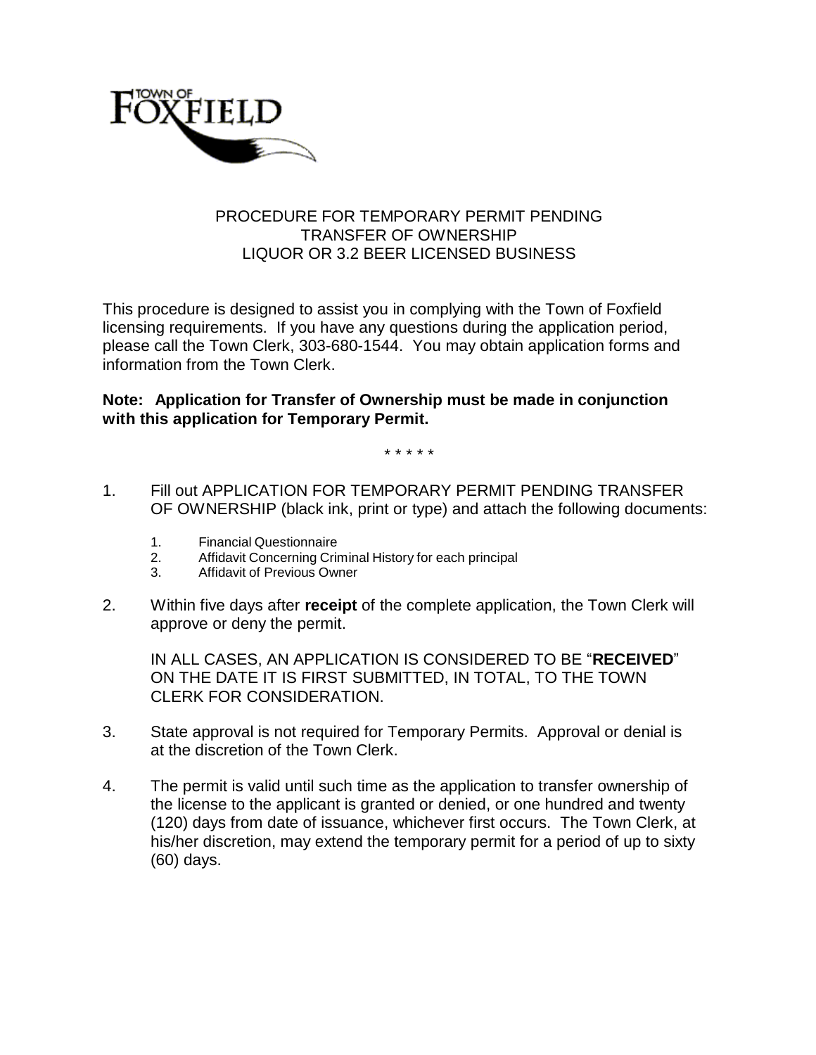TOWN OF FOXFIELD

# PROCEDURE FOR TEMPORARY PERMIT PENDING TRANSFER OF OWNERSHIP LIQUOR OR 3.2 BEER LICENSED BUSINESS

This procedure is designed to assist you in complying with the Town of Foxfield licensing requirements. If you have any questions during the application period, please call the Town Clerk, 303-680-1544. You may obtain application forms and information from the Town Clerk.

**Note: Application for Transfer of Ownership must be made in conjunction with this application for Temporary Permit.**

\* \* \* \* \*

1. Fill out APPLICATION FOR TEMPORARY PERMIT PENDING TRANSFER OF OWNERSHIP (black ink, print or type) and attach the following documents:

    1. Financial Questionnaire
    2. Affidavit Concerning Criminal History for each principal
    3. Affidavit of Previous Owner

2. Within five days after **receipt** of the complete application, the Town Clerk will approve or deny the permit.

    IN ALL CASES, AN APPLICATION IS CONSIDERED TO BE "**RECEIVED**" ON THE DATE IT IS FIRST SUBMITTED, IN TOTAL, TO THE TOWN CLERK FOR CONSIDERATION.

3. State approval is not required for Temporary Permits. Approval or denial is at the discretion of the Town Clerk.

4. The permit is valid until such time as the application to transfer ownership of the license to the applicant is granted or denied, or one hundred and twenty (120) days from date of issuance, whichever first occurs. The Town Clerk, at his/her discretion, may extend the temporary permit for a period of up to sixty (60) days.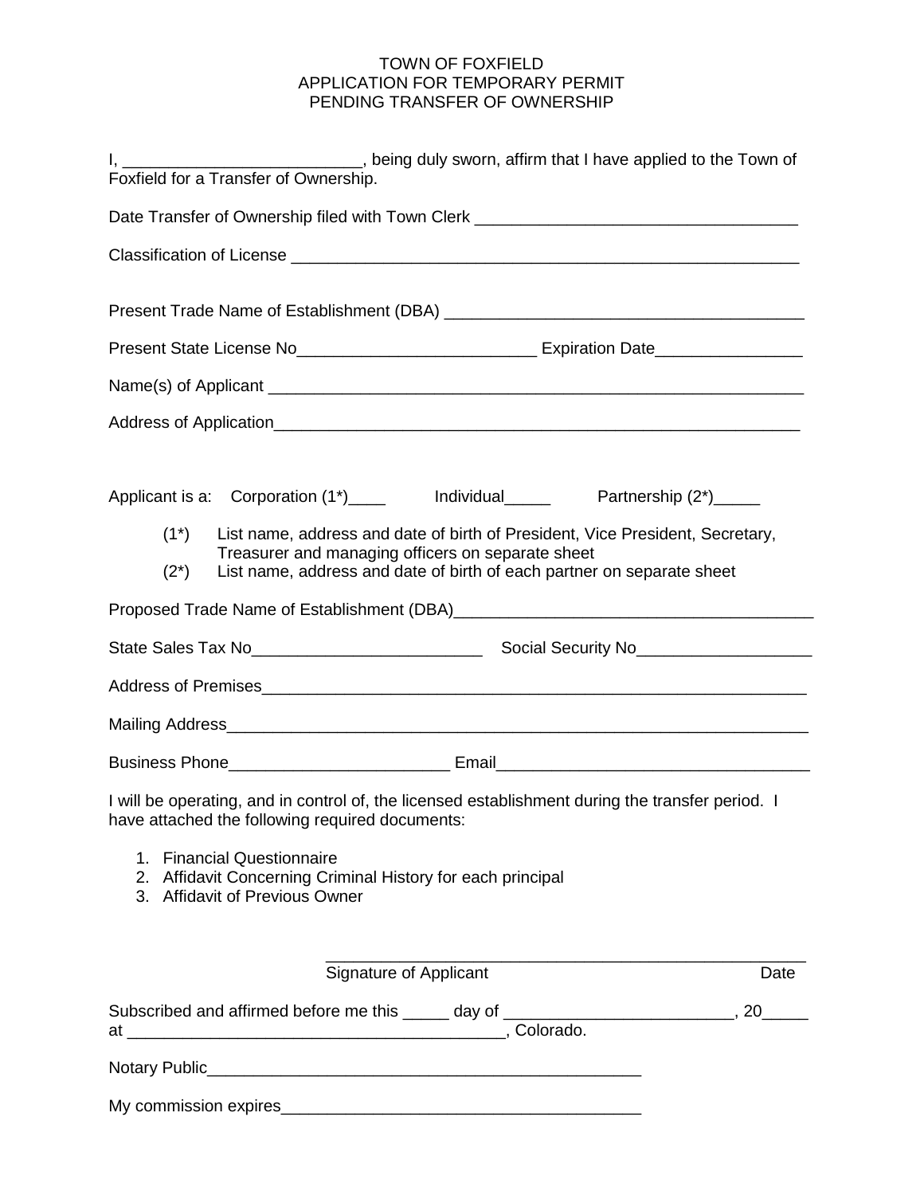# TOWN OF FOXFIELD
## APPLICATION FOR TEMPORARY PERMIT
## PENDING TRANSFER OF OWNERSHIP

I, __________________________, being duly sworn, affirm that I have applied to the Town of Foxfield for a Transfer of Ownership.

Date Transfer of Ownership filed with Town Clerk ___________________________________

Classification of License _______________________________________________________

Present Trade Name of Establishment (DBA) _______________________________________

Present State License No__________________________ Expiration Date________________

Name(s) of Applicant ___________________________________________________________

Address of Application__________________________________________________________

Applicant is a: Corporation (1*)____ Individual_____ Partnership (2*)_____

(1*) List name, address and date of birth of President, Vice President, Secretary, Treasurer and managing officers on separate sheet

(2*) List name, address and date of birth of each partner on separate sheet

Proposed Trade Name of Establishment (DBA)_______________________________________

State Sales Tax No_________________________ Social Security No___________________

Address of Premises_____________________________________________________________

Mailing Address_________________________________________________________________

Business Phone________________________ Email__________________________________

I will be operating, and in control of, the licensed establishment during the transfer period. I have attached the following required documents:

1. Financial Questionnaire
2. Affidavit Concerning Criminal History for each principal
3. Affidavit of Previous Owner

______________________________________________________

Signature of Applicant Date

Subscribed and affirmed before me this _____ day of _________________________, 20_____ at _________________________________________, Colorado.

Notary Public_________________________________________________

My commission expires_______________________________________